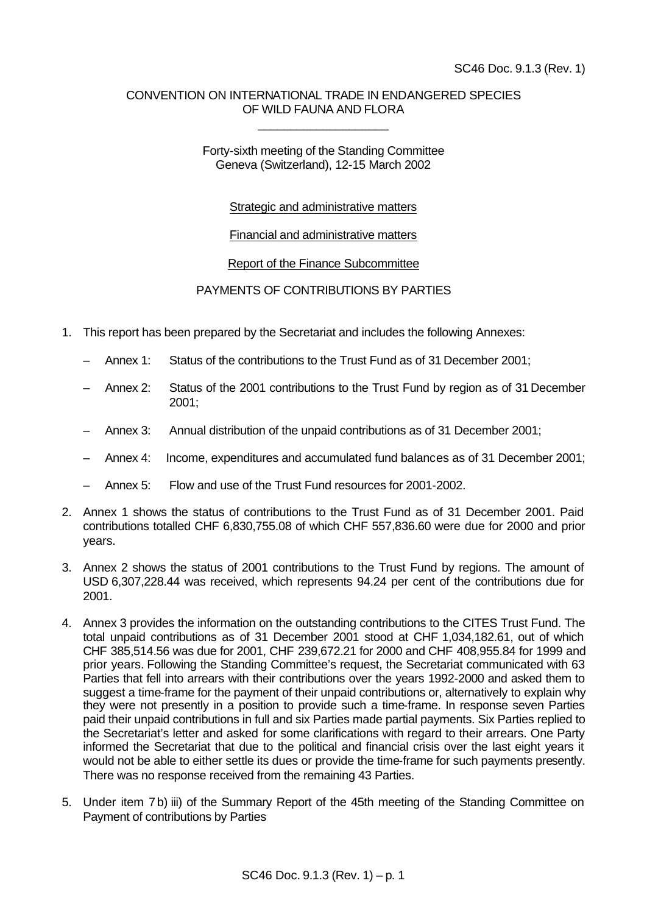SC46 Doc. 9.1.3 (Rev. 1)

CONVENTION ON INTERNATIONAL TRADE IN ENDANGERED SPECIES OF WILD FAUNA AND FLORA

\_\_\_\_\_\_\_\_\_\_\_\_\_\_\_\_\_\_\_\_

Forty-sixth meeting of the Standing Committee
Geneva (Switzerland), 12-15 March 2002

Strategic and administrative matters

Financial and administrative matters

Report of the Finance Subcommittee

PAYMENTS OF CONTRIBUTIONS BY PARTIES

1. This report has been prepared by the Secretariat and includes the following Annexes:

   – Annex 1: Status of the contributions to the Trust Fund as of 31 December 2001;

   – Annex 2: Status of the 2001 contributions to the Trust Fund by region as of 31 December 2001;

   – Annex 3: Annual distribution of the unpaid contributions as of 31 December 2001;

   – Annex 4: Income, expenditures and accumulated fund balances as of 31 December 2001;

   – Annex 5: Flow and use of the Trust Fund resources for 2001-2002.

2. Annex 1 shows the status of contributions to the Trust Fund as of 31 December 2001. Paid contributions totalled CHF 6,830,755.08 of which CHF 557,836.60 were due for 2000 and prior years.

3. Annex 2 shows the status of 2001 contributions to the Trust Fund by regions. The amount of USD 6,307,228.44 was received, which represents 94.24 per cent of the contributions due for 2001.

4. Annex 3 provides the information on the outstanding contributions to the CITES Trust Fund. The total unpaid contributions as of 31 December 2001 stood at CHF 1,034,182.61, out of which CHF 385,514.56 was due for 2001, CHF 239,672.21 for 2000 and CHF 408,955.84 for 1999 and prior years. Following the Standing Committee's request, the Secretariat communicated with 63 Parties that fell into arrears with their contributions over the years 1992-2000 and asked them to suggest a time-frame for the payment of their unpaid contributions or, alternatively to explain why they were not presently in a position to provide such a time-frame. In response seven Parties paid their unpaid contributions in full and six Parties made partial payments. Six Parties replied to the Secretariat's letter and asked for some clarifications with regard to their arrears. One Party informed the Secretariat that due to the political and financial crisis over the last eight years it would not be able to either settle its dues or provide the time-frame for such payments presently. There was no response received from the remaining 43 Parties.

5. Under item 7 b) iii) of the Summary Report of the 45th meeting of the Standing Committee on Payment of contributions by Parties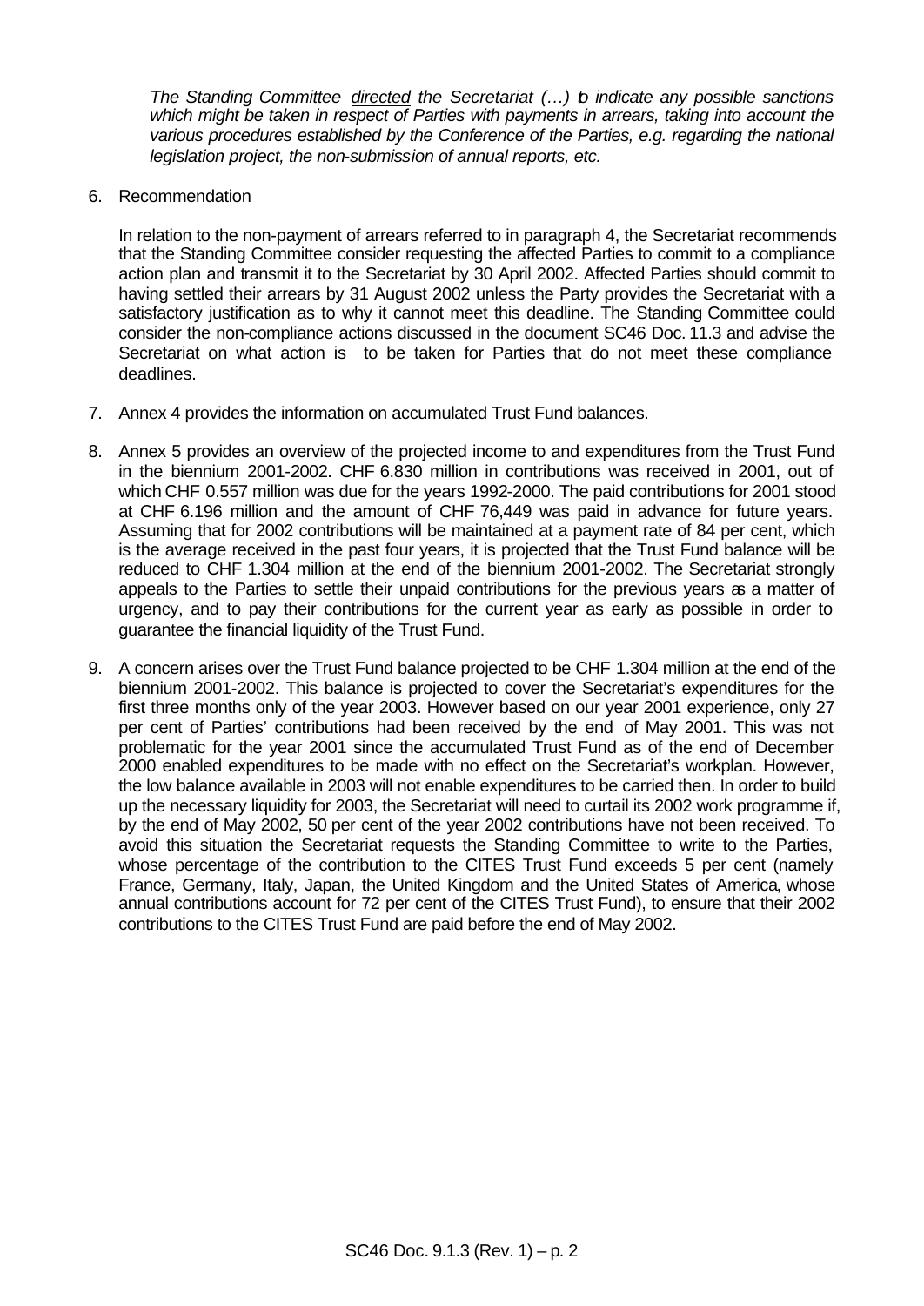*The Standing Committee* *directed* *the Secretariat (…) to indicate any possible sanctions which might be taken in respect of Parties with payments in arrears, taking into account the various procedures established by the Conference of the Parties, e.g. regarding the national legislation project, the non-submission of annual reports, etc.*

6. Recommendation

   In relation to the non-payment of arrears referred to in paragraph 4, the Secretariat recommends that the Standing Committee consider requesting the affected Parties to commit to a compliance action plan and transmit it to the Secretariat by 30 April 2002. Affected Parties should commit to having settled their arrears by 31 August 2002 unless the Party provides the Secretariat with a satisfactory justification as to why it cannot meet this deadline. The Standing Committee could consider the non-compliance actions discussed in the document SC46 Doc. 11.3 and advise the Secretariat on what action is to be taken for Parties that do not meet these compliance deadlines.

7. Annex 4 provides the information on accumulated Trust Fund balances.

8. Annex 5 provides an overview of the projected income to and expenditures from the Trust Fund in the biennium 2001-2002. CHF 6.830 million in contributions was received in 2001, out of which CHF 0.557 million was due for the years 1992-2000. The paid contributions for 2001 stood at CHF 6.196 million and the amount of CHF 76,449 was paid in advance for future years. Assuming that for 2002 contributions will be maintained at a payment rate of 84 per cent, which is the average received in the past four years, it is projected that the Trust Fund balance will be reduced to CHF 1.304 million at the end of the biennium 2001-2002. The Secretariat strongly appeals to the Parties to settle their unpaid contributions for the previous years as a matter of urgency, and to pay their contributions for the current year as early as possible in order to guarantee the financial liquidity of the Trust Fund.

9. A concern arises over the Trust Fund balance projected to be CHF 1.304 million at the end of the biennium 2001-2002. This balance is projected to cover the Secretariat's expenditures for the first three months only of the year 2003. However based on our year 2001 experience, only 27 per cent of Parties' contributions had been received by the end of May 2001. This was not problematic for the year 2001 since the accumulated Trust Fund as of the end of December 2000 enabled expenditures to be made with no effect on the Secretariat's workplan. However, the low balance available in 2003 will not enable expenditures to be carried then. In order to build up the necessary liquidity for 2003, the Secretariat will need to curtail its 2002 work programme if, by the end of May 2002, 50 per cent of the year 2002 contributions have not been received. To avoid this situation the Secretariat requests the Standing Committee to write to the Parties, whose percentage of the contribution to the CITES Trust Fund exceeds 5 per cent (namely France, Germany, Italy, Japan, the United Kingdom and the United States of America, whose annual contributions account for 72 per cent of the CITES Trust Fund), to ensure that their 2002 contributions to the CITES Trust Fund are paid before the end of May 2002.